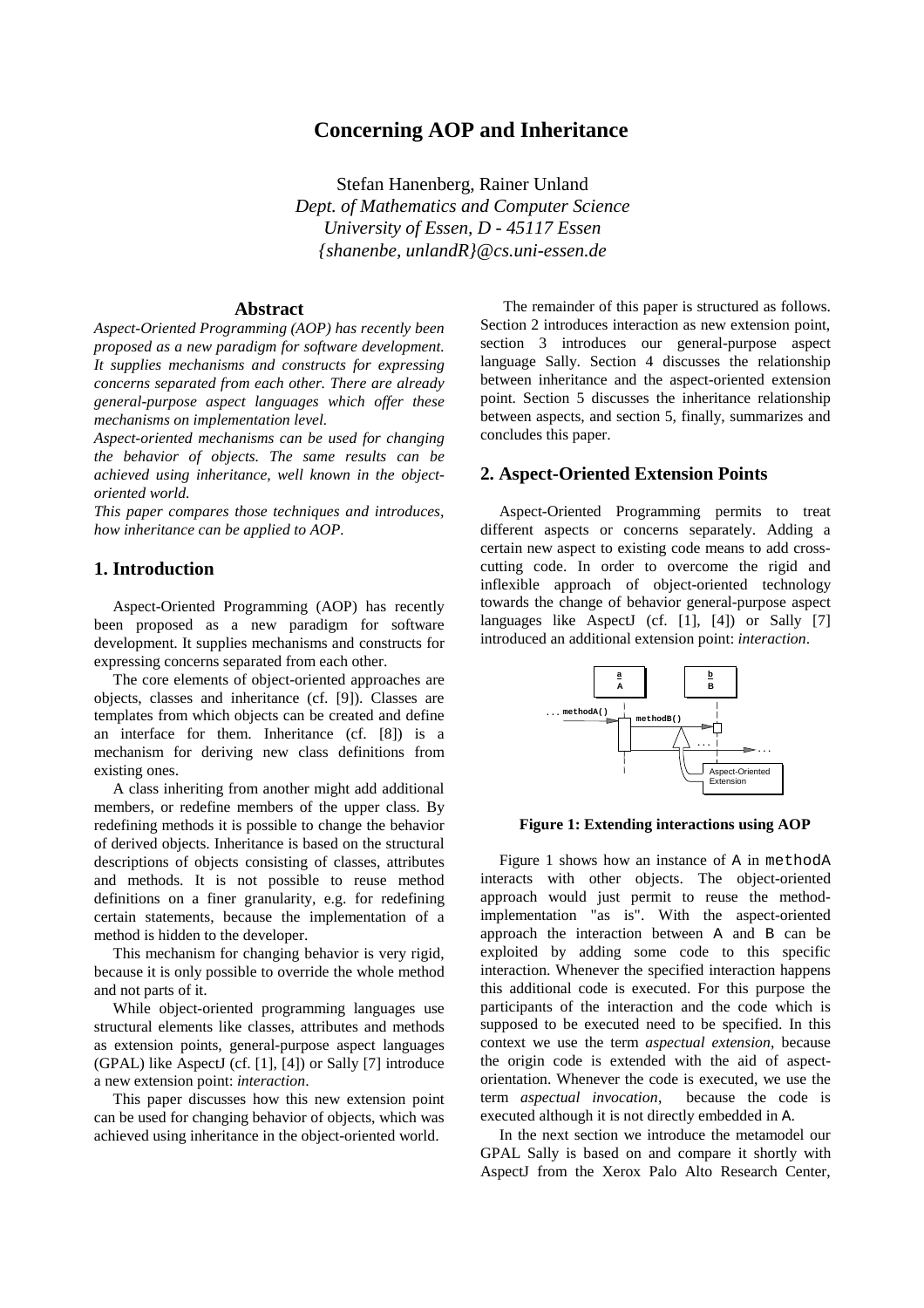# Concerning AOP and Inheritance

Stefan Hanenberg, Rainer Unland
*Dept. of Mathematics and Computer Science*
*University of Essen, D - 45117 Essen*
*{shanenbe, unlandR}@cs.uni-essen.de*

## Abstract

*Aspect-Oriented Programming (AOP) has recently been proposed as a new paradigm for software development. It supplies mechanisms and constructs for expressing concerns separated from each other. There are already general-purpose aspect languages which offer these mechanisms on implementation level.*

*Aspect-oriented mechanisms can be used for changing the behavior of objects. The same results can be achieved using inheritance, well known in the object-oriented world.*

*This paper compares those techniques and introduces, how inheritance can be applied to AOP.*

## 1. Introduction

Aspect-Oriented Programming (AOP) has recently been proposed as a new paradigm for software development. It supplies mechanisms and constructs for expressing concerns separated from each other.

The core elements of object-oriented approaches are objects, classes and inheritance (cf. [9]). Classes are templates from which objects can be created and define an interface for them. Inheritance (cf. [8]) is a mechanism for deriving new class definitions from existing ones.

A class inheriting from another might add additional members, or redefine members of the upper class. By redefining methods it is possible to change the behavior of derived objects. Inheritance is based on the structural descriptions of objects consisting of classes, attributes and methods. It is not possible to reuse method definitions on a finer granularity, e.g. for redefining certain statements, because the implementation of a method is hidden to the developer.

This mechanism for changing behavior is very rigid, because it is only possible to override the whole method and not parts of it.

While object-oriented programming languages use structural elements like classes, attributes and methods as extension points, general-purpose aspect languages (GPAL) like AspectJ (cf. [1], [4]) or Sally [7] introduce a new extension point: *interaction*.

This paper discusses how this new extension point can be used for changing behavior of objects, which was achieved using inheritance in the object-oriented world.

The remainder of this paper is structured as follows. Section 2 introduces interaction as new extension point, section 3 introduces our general-purpose aspect language Sally. Section 4 discusses the relationship between inheritance and the aspect-oriented extension point. Section 5 discusses the inheritance relationship between aspects, and section 5, finally, summarizes and concludes this paper.

## 2. Aspect-Oriented Extension Points

Aspect-Oriented Programming permits to treat different aspects or concerns separately. Adding a certain new aspect to existing code means to add cross-cutting code. In order to overcome the rigid and inflexible approach of object-oriented technology towards the change of behavior general-purpose aspect languages like AspectJ (cf. [1], [4]) or Sally [7] introduced an additional extension point: *interaction*.

**Figure 1: Extending interactions using AOP**

Figure 1 shows how an instance of `A` in `methodA` interacts with other objects. The object-oriented approach would just permit to reuse the method-implementation "as is". With the aspect-oriented approach the interaction between `A` and `B` can be exploited by adding some code to this specific interaction. Whenever the specified interaction happens this additional code is executed. For this purpose the participants of the interaction and the code which is supposed to be executed need to be specified. In this context we use the term *aspectual extension*, because the origin code is extended with the aid of aspect-orientation. Whenever the code is executed, we use the term *aspectual invocation*, because the code is executed although it is not directly embedded in `A`.

In the next section we introduce the metamodel our GPAL Sally is based on and compare it shortly with AspectJ from the Xerox Palo Alto Research Center,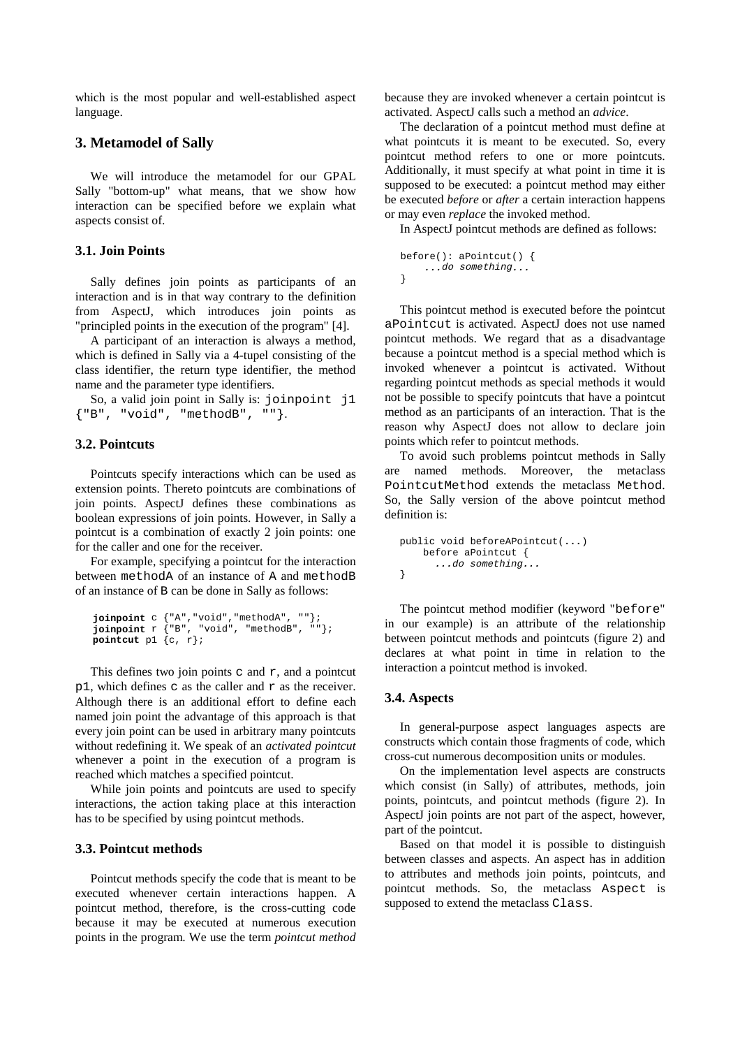which is the most popular and well-established aspect language.

## 3. Metamodel of Sally

We will introduce the metamodel for our GPAL Sally "bottom-up" what means, that we show how interaction can be specified before we explain what aspects consist of.

### 3.1. Join Points

Sally defines join points as participants of an interaction and is in that way contrary to the definition from AspectJ, which introduces join points as "principled points in the execution of the program" [4].

A participant of an interaction is always a method, which is defined in Sally via a 4-tupel consisting of the class identifier, the return type identifier, the method name and the parameter type identifiers.

So, a valid join point in Sally is: `joinpoint j1 {"B", "void", "methodB", ""}`.

### 3.2. Pointcuts

Pointcuts specify interactions which can be used as extension points. Thereto pointcuts are combinations of join points. AspectJ defines these combinations as boolean expressions of join points. However, in Sally a pointcut is a combination of exactly 2 join points: one for the caller and one for the receiver.

For example, specifying a pointcut for the interaction between `methodA` of an instance of `A` and `methodB` of an instance of `B` can be done in Sally as follows:

```
joinpoint c {"A","void","methodA", ""};
joinpoint r {"B", "void", "methodB", ""};
pointcut p1 {c, r};
```

This defines two join points `c` and `r`, and a pointcut `p1`, which defines `c` as the caller and `r` as the receiver. Although there is an additional effort to define each named join point the advantage of this approach is that every join point can be used in arbitrary many pointcuts without redefining it. We speak of an *activated pointcut* whenever a point in the execution of a program is reached which matches a specified pointcut.

While join points and pointcuts are used to specify interactions, the action taking place at this interaction has to be specified by using pointcut methods.

### 3.3. Pointcut methods

Pointcut methods specify the code that is meant to be executed whenever certain interactions happen. A pointcut method, therefore, is the cross-cutting code because it may be executed at numerous execution points in the program. We use the term *pointcut method* because they are invoked whenever a certain pointcut is activated. AspectJ calls such a method an *advice*.

The declaration of a pointcut method must define at what pointcuts it is meant to be executed. So, every pointcut method refers to one or more pointcuts. Additionally, it must specify at what point in time it is supposed to be executed: a pointcut method may either be executed *before* or *after* a certain interaction happens or may even *replace* the invoked method.

In AspectJ pointcut methods are defined as follows:

```
before(): aPointcut() {
    ...do something...
}
```

This pointcut method is executed before the pointcut `aPointcut` is activated. AspectJ does not use named pointcut methods. We regard that as a disadvantage because a pointcut method is a special method which is invoked whenever a pointcut is activated. Without regarding pointcut methods as special methods it would not be possible to specify pointcuts that have a pointcut method as an participants of an interaction. That is the reason why AspectJ does not allow to declare join points which refer to pointcut methods.

To avoid such problems pointcut methods in Sally are named methods. Moreover, the metaclass `PointcutMethod` extends the metaclass `Method`. So, the Sally version of the above pointcut method definition is:

```
public void beforeAPointcut(...)
    before aPointcut {
      ...do something...
}
```

The pointcut method modifier (keyword "`before`" in our example) is an attribute of the relationship between pointcut methods and pointcuts (figure 2) and declares at what point in time in relation to the interaction a pointcut method is invoked.

### 3.4. Aspects

In general-purpose aspect languages aspects are constructs which contain those fragments of code, which cross-cut numerous decomposition units or modules.

On the implementation level aspects are constructs which consist (in Sally) of attributes, methods, join points, pointcuts, and pointcut methods (figure 2). In AspectJ join points are not part of the aspect, however, part of the pointcut.

Based on that model it is possible to distinguish between classes and aspects. An aspect has in addition to attributes and methods join points, pointcuts, and pointcut methods. So, the metaclass `Aspect` is supposed to extend the metaclass `Class`.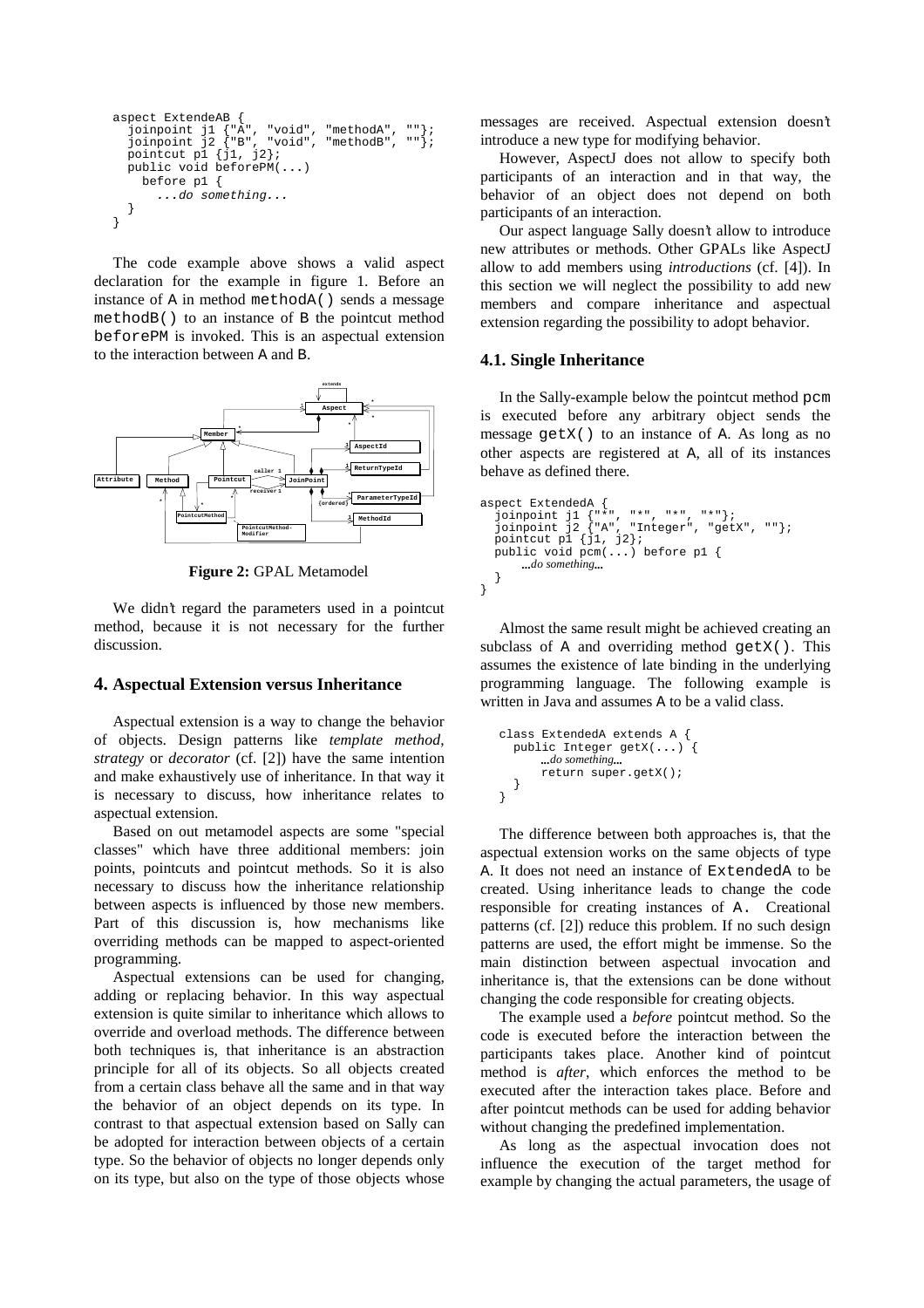```
aspect ExtendeAB {
  joinpoint j1 {"A", "void", "methodA", ""};
  joinpoint j2 {"B", "void", "methodB", ""};
  pointcut p1 {j1, j2};
  public void beforePM(...)
    before p1 {
      ...do something...
  }
}
```

The code example above shows a valid aspect declaration for the example in figure 1. Before an instance of A in method methodA() sends a message methodB() to an instance of B the pointcut method beforePM is invoked. This is an aspectual extension to the interaction between A and B.

**Figure 2:** GPAL Metamodel

We didn't regard the parameters used in a pointcut method, because it is not necessary for the further discussion.

## 4. Aspectual Extension versus Inheritance

Aspectual extension is a way to change the behavior of objects. Design patterns like *template method*, *strategy* or *decorator* (cf. [2]) have the same intention and make exhaustively use of inheritance. In that way it is necessary to discuss, how inheritance relates to aspectual extension.

Based on out metamodel aspects are some "special classes" which have three additional members: join points, pointcuts and pointcut methods. So it is also necessary to discuss how the inheritance relationship between aspects is influenced by those new members. Part of this discussion is, how mechanisms like overriding methods can be mapped to aspect-oriented programming.

Aspectual extensions can be used for changing, adding or replacing behavior. In this way aspectual extension is quite similar to inheritance which allows to override and overload methods. The difference between both techniques is, that inheritance is an abstraction principle for all of its objects. So all objects created from a certain class behave all the same and in that way the behavior of an object depends on its type. In contrast to that aspectual extension based on Sally can be adopted for interaction between objects of a certain type. So the behavior of objects no longer depends only on its type, but also on the type of those objects whose messages are received. Aspectual extension doesn't introduce a new type for modifying behavior.

However, AspectJ does not allow to specify both participants of an interaction and in that way, the behavior of an object does not depend on both participants of an interaction.

Our aspect language Sally doesn't allow to introduce new attributes or methods. Other GPALs like AspectJ allow to add members using *introductions* (cf. [4]). In this section we will neglect the possibility to add new members and compare inheritance and aspectual extension regarding the possibility to adopt behavior.

### 4.1. Single Inheritance

In the Sally-example below the pointcut method pcm is executed before any arbitrary object sends the message getX() to an instance of A. As long as no other aspects are registered at A, all of its instances behave as defined there.

```
aspect ExtendedA {
  joinpoint j1 {"*", "*", "*", "*"};
  joinpoint j2 {"A", "Integer", "getX", ""};
  pointcut p1 {j1, j2};
  public void pcm(...) before p1 {
      ...do something...
  }
}
```

Almost the same result might be achieved creating an subclass of A and overriding method getX(). This assumes the existence of late binding in the underlying programming language. The following example is written in Java and assumes A to be a valid class.

```
class ExtendedA extends A {
  public Integer getX(...) {
      ...do something...
      return super.getX();
  }
}
```

The difference between both approaches is, that the aspectual extension works on the same objects of type A. It does not need an instance of ExtendedA to be created. Using inheritance leads to change the code responsible for creating instances of A. Creational patterns (cf. [2]) reduce this problem. If no such design patterns are used, the effort might be immense. So the main distinction between aspectual invocation and inheritance is, that the extensions can be done without changing the code responsible for creating objects.

The example used a *before* pointcut method. So the code is executed before the interaction between the participants takes place. Another kind of pointcut method is *after*, which enforces the method to be executed after the interaction takes place. Before and after pointcut methods can be used for adding behavior without changing the predefined implementation.

As long as the aspectual invocation does not influence the execution of the target method for example by changing the actual parameters, the usage of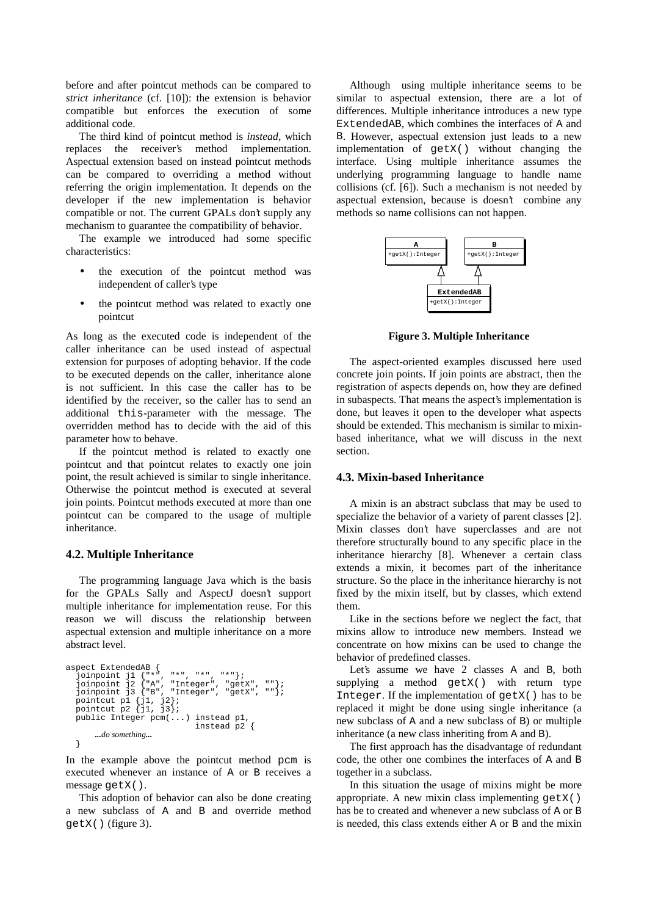before and after pointcut methods can be compared to *strict inheritance* (cf. [10]): the extension is behavior compatible but enforces the execution of some additional code.

The third kind of pointcut method is *instead*, which replaces the receiver's method implementation. Aspectual extension based on instead pointcut methods can be compared to overriding a method without referring the origin implementation. It depends on the developer if the new implementation is behavior compatible or not. The current GPALs don't supply any mechanism to guarantee the compatibility of behavior.

The example we introduced had some specific characteristics:

- the execution of the pointcut method was independent of caller's type
- the pointcut method was related to exactly one pointcut

As long as the executed code is independent of the caller inheritance can be used instead of aspectual extension for purposes of adopting behavior. If the code to be executed depends on the caller, inheritance alone is not sufficient. In this case the caller has to be identified by the receiver, so the caller has to send an additional `this`-parameter with the message. The overridden method has to decide with the aid of this parameter how to behave.

If the pointcut method is related to exactly one pointcut and that pointcut relates to exactly one join point, the result achieved is similar to single inheritance. Otherwise the pointcut method is executed at several join points. Pointcut methods executed at more than one pointcut can be compared to the usage of multiple inheritance.

### 4.2. Multiple Inheritance

The programming language Java which is the basis for the GPALs Sally and AspectJ doesn't support multiple inheritance for implementation reuse. For this reason we will discuss the relationship between aspectual extension and multiple inheritance on a more abstract level.

```
aspect ExtendedAB {
  joinpoint j1 {"*", "*", "*", "*"};
  joinpoint j2 {"A", "Integer", "getX", ""};
  joinpoint j3 {"B", "Integer", "getX", ""};
  pointcut p1 {j1, j2};
  pointcut p2 {j1, j3};
  public Integer pcm(...) instead p1,
                          instead p2 {
      ...do something...
  }
```

In the example above the pointcut method `pcm` is executed whenever an instance of `A` or `B` receives a message `getX()`.

This adoption of behavior can also be done creating a new subclass of `A` and `B` and override method `getX()` (figure 3).

Although using multiple inheritance seems to be similar to aspectual extension, there are a lot of differences. Multiple inheritance introduces a new type `ExtendedAB`, which combines the interfaces of `A` and `B`. However, aspectual extension just leads to a new implementation of `getX()` without changing the interface. Using multiple inheritance assumes the underlying programming language to handle name collisions (cf. [6]). Such a mechanism is not needed by aspectual extension, because is doesn't combine any methods so name collisions can not happen.

```
A                    B
+getX():Integer      +getX():Integer

      ExtendedAB
      +getX():Integer
```

**Figure 3. Multiple Inheritance**

The aspect-oriented examples discussed here used concrete join points. If join points are abstract, then the registration of aspects depends on, how they are defined in subaspects. That means the aspect's implementation is done, but leaves it open to the developer what aspects should be extended. This mechanism is similar to mixin-based inheritance, what we will discuss in the next section.

### 4.3. Mixin-based Inheritance

A mixin is an abstract subclass that may be used to specialize the behavior of a variety of parent classes [2]. Mixin classes don't have superclasses and are not therefore structurally bound to any specific place in the inheritance hierarchy [8]. Whenever a certain class extends a mixin, it becomes part of the inheritance structure. So the place in the inheritance hierarchy is not fixed by the mixin itself, but by classes, which extend them.

Like in the sections before we neglect the fact, that mixins allow to introduce new members. Instead we concentrate on how mixins can be used to change the behavior of predefined classes.

Let's assume we have 2 classes `A` and `B`, both supplying a method `getX()` with return type `Integer`. If the implementation of `getX()` has to be replaced it might be done using single inheritance (a new subclass of A and a new subclass of B) or multiple inheritance (a new class inheriting from A and B).

The first approach has the disadvantage of redundant code, the other one combines the interfaces of A and B together in a subclass.

In this situation the usage of mixins might be more appropriate. A new mixin class implementing `getX()` has be to created and whenever a new subclass of A or B is needed, this class extends either A or B and the mixin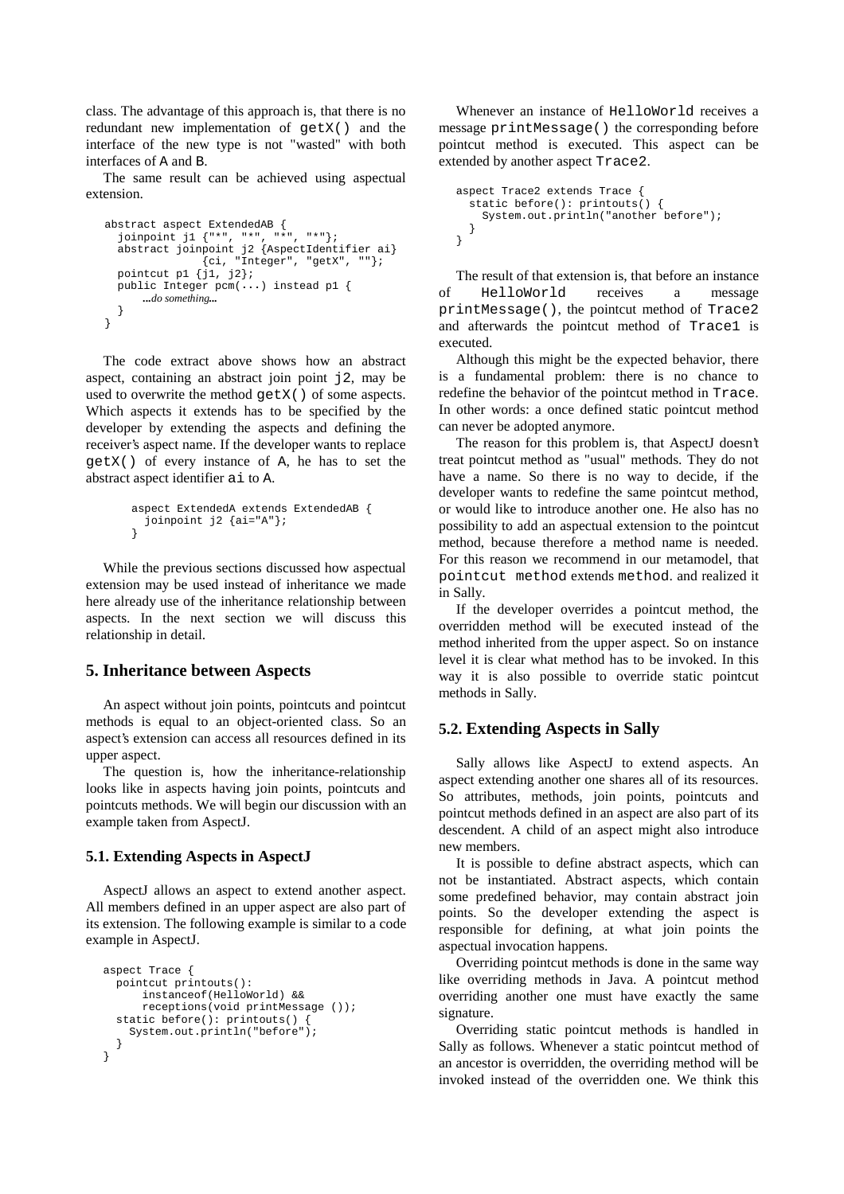class. The advantage of this approach is, that there is no redundant new implementation of getX() and the interface of the new type is not "wasted" with both interfaces of A and B.

The same result can be achieved using aspectual extension.

```
abstract aspect ExtendedAB {
  joinpoint j1 {"*", "*", "*", "*"};
  abstract joinpoint j2 {AspectIdentifier ai}
              {ci, "Integer", "getX", ""};
  pointcut p1 {j1, j2};
  public Integer pcm(...) instead p1 {
      ...do something...
  }
}
```

The code extract above shows how an abstract aspect, containing an abstract join point j2, may be used to overwrite the method getX() of some aspects. Which aspects it extends has to be specified by the developer by extending the aspects and defining the receiver's aspect name. If the developer wants to replace getX() of every instance of A, he has to set the abstract aspect identifier ai to A.

```
aspect ExtendedA extends ExtendedAB {
  joinpoint j2 {ai="A"};
}
```

While the previous sections discussed how aspectual extension may be used instead of inheritance we made here already use of the inheritance relationship between aspects. In the next section we will discuss this relationship in detail.

## 5. Inheritance between Aspects

An aspect without join points, pointcuts and pointcut methods is equal to an object-oriented class. So an aspect's extension can access all resources defined in its upper aspect.

The question is, how the inheritance-relationship looks like in aspects having join points, pointcuts and pointcuts methods. We will begin our discussion with an example taken from AspectJ.

### 5.1. Extending Aspects in AspectJ

AspectJ allows an aspect to extend another aspect. All members defined in an upper aspect are also part of its extension. The following example is similar to a code example in AspectJ.

```
aspect Trace {
  pointcut printouts():
      instanceof(HelloWorld) &&
      receptions(void printMessage ());
  static before(): printouts() {
    System.out.println("before");
  }
}
```

Whenever an instance of HelloWorld receives a message printMessage() the corresponding before pointcut method is executed. This aspect can be extended by another aspect Trace2.

```
aspect Trace2 extends Trace {
  static before(): printouts() {
    System.out.println("another before");
  }
}
```

The result of that extension is, that before an instance of HelloWorld receives a message printMessage(), the pointcut method of Trace2 and afterwards the pointcut method of Trace1 is executed.

Although this might be the expected behavior, there is a fundamental problem: there is no chance to redefine the behavior of the pointcut method in Trace. In other words: a once defined static pointcut method can never be adopted anymore.

The reason for this problem is, that AspectJ doesn't treat pointcut method as "usual" methods. They do not have a name. So there is no way to decide, if the developer wants to redefine the same pointcut method, or would like to introduce another one. He also has no possibility to add an aspectual extension to the pointcut method, because therefore a method name is needed. For this reason we recommend in our metamodel, that pointcut method extends method. and realized it in Sally.

If the developer overrides a pointcut method, the overridden method will be executed instead of the method inherited from the upper aspect. So on instance level it is clear what method has to be invoked. In this way it is also possible to override static pointcut methods in Sally.

### 5.2. Extending Aspects in Sally

Sally allows like AspectJ to extend aspects. An aspect extending another one shares all of its resources. So attributes, methods, join points, pointcuts and pointcut methods defined in an aspect are also part of its descendent. A child of an aspect might also introduce new members.

It is possible to define abstract aspects, which can not be instantiated. Abstract aspects, which contain some predefined behavior, may contain abstract join points. So the developer extending the aspect is responsible for defining, at what join points the aspectual invocation happens.

Overriding pointcut methods is done in the same way like overriding methods in Java. A pointcut method overriding another one must have exactly the same signature.

Overriding static pointcut methods is handled in Sally as follows. Whenever a static pointcut method of an ancestor is overridden, the overriding method will be invoked instead of the overridden one. We think this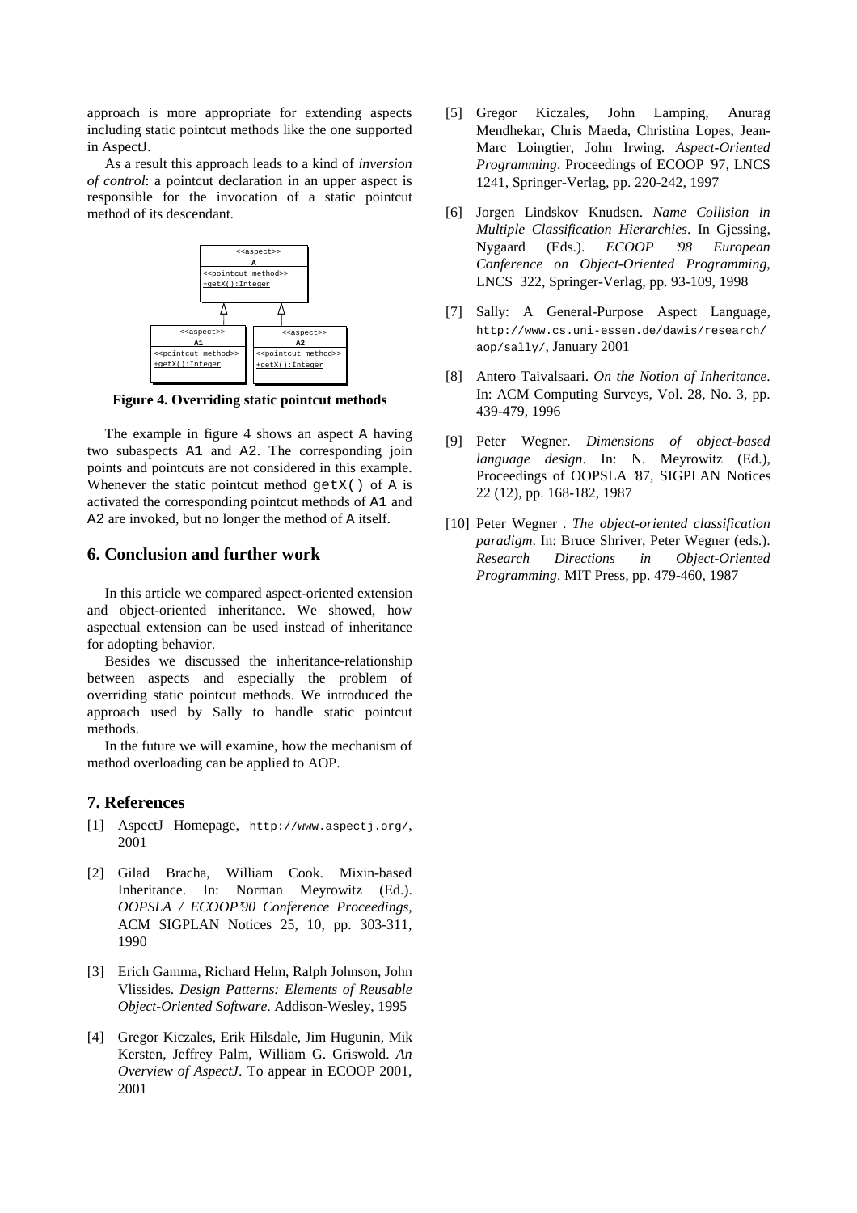approach is more appropriate for extending aspects including static pointcut methods like the one supported in AspectJ.

As a result this approach leads to a kind of *inversion of control*: a pointcut declaration in an upper aspect is responsible for the invocation of a static pointcut method of its descendant.

<<aspect>>
A
<<pointcut method>>
+getX():Integer

<<aspect>>
A1
<<pointcut method>>
+getX():Integer

<<aspect>>
A2
<<pointcut method>>
+getX():Integer

**Figure 4. Overriding static pointcut methods**

The example in figure 4 shows an aspect A having two subaspects A1 and A2. The corresponding join points and pointcuts are not considered in this example. Whenever the static pointcut method getX() of A is activated the corresponding pointcut methods of A1 and A2 are invoked, but no longer the method of A itself.

## 6. Conclusion and further work

In this article we compared aspect-oriented extension and object-oriented inheritance. We showed, how aspectual extension can be used instead of inheritance for adopting behavior.

Besides we discussed the inheritance-relationship between aspects and especially the problem of overriding static pointcut methods. We introduced the approach used by Sally to handle static pointcut methods.

In the future we will examine, how the mechanism of method overloading can be applied to AOP.

## 7. References

[1] AspectJ Homepage, http://www.aspectj.org/, 2001

[2] Gilad Bracha, William Cook. Mixin-based Inheritance. In: Norman Meyrowitz (Ed.). *OOPSLA / ECOOP'90 Conference Proceedings*, ACM SIGPLAN Notices 25, 10, pp. 303-311, 1990

[3] Erich Gamma, Richard Helm, Ralph Johnson, John Vlissides. *Design Patterns: Elements of Reusable Object-Oriented Software*. Addison-Wesley, 1995

[4] Gregor Kiczales, Erik Hilsdale, Jim Hugunin, Mik Kersten, Jeffrey Palm, William G. Griswold. *An Overview of AspectJ*. To appear in ECOOP 2001, 2001

[5] Gregor Kiczales, John Lamping, Anurag Mendhekar, Chris Maeda, Christina Lopes, Jean-Marc Loingtier, John Irwing. *Aspect-Oriented Programming*. Proceedings of ECOOP '97, LNCS 1241, Springer-Verlag, pp. 220-242, 1997

[6] Jorgen Lindskov Knudsen. *Name Collision in Multiple Classification Hierarchies*. In Gjessing, Nygaard (Eds.). *ECOOP '98 European Conference on Object-Oriented Programming*, LNCS 322, Springer-Verlag, pp. 93-109, 1998

[7] Sally: A General-Purpose Aspect Language, http://www.cs.uni-essen.de/dawis/research/aop/sally/, January 2001

[8] Antero Taivalsaari. *On the Notion of Inheritance*. In: ACM Computing Surveys, Vol. 28, No. 3, pp. 439-479, 1996

[9] Peter Wegner. *Dimensions of object-based language design*. In: N. Meyrowitz (Ed.), Proceedings of OOPSLA '87, SIGPLAN Notices 22 (12), pp. 168-182, 1987

[10] Peter Wegner . *The object-oriented classification paradigm*. In: Bruce Shriver, Peter Wegner (eds.). *Research Directions in Object-Oriented Programming*. MIT Press, pp. 479-460, 1987